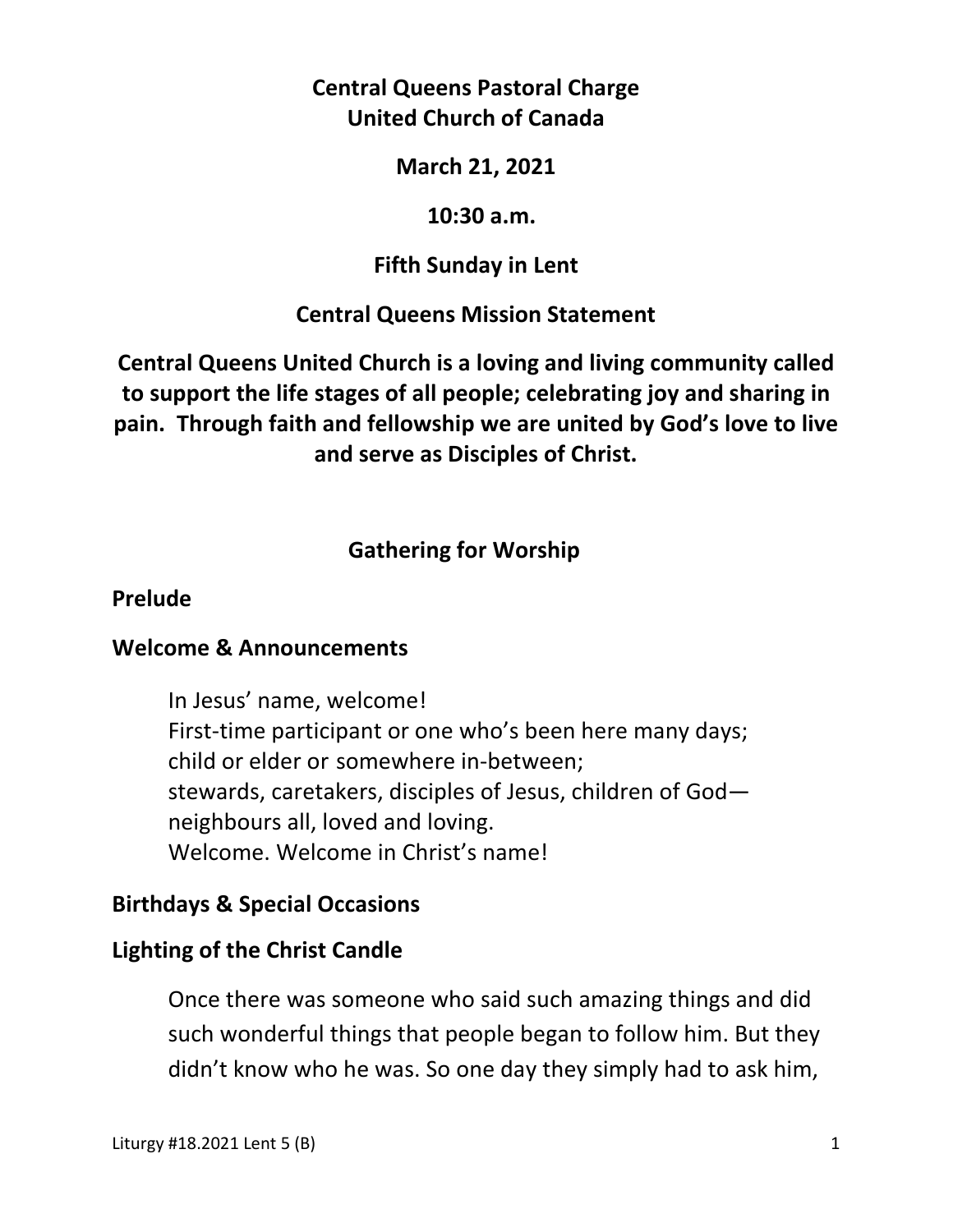# Central Queens Pastoral Charge
# United Church of Canada

**March 21, 2021**

**10:30 a.m.**

**Fifth Sunday in Lent**

**Central Queens Mission Statement**

**Central Queens United Church is a loving and living community called to support the life stages of all people; celebrating joy and sharing in pain. Through faith and fellowship we are united by God's love to live and serve as Disciples of Christ.**

## Gathering for Worship

### Prelude

### Welcome & Announcements

In Jesus' name, welcome!
First-time participant or one who's been here many days;
child or elder or somewhere in-between;
stewards, caretakers, disciples of Jesus, children of God—
neighbours all, loved and loving.
Welcome. Welcome in Christ's name!

### Birthdays & Special Occasions

### Lighting of the Christ Candle

Once there was someone who said such amazing things and did such wonderful things that people began to follow him. But they didn't know who he was. So one day they simply had to ask him,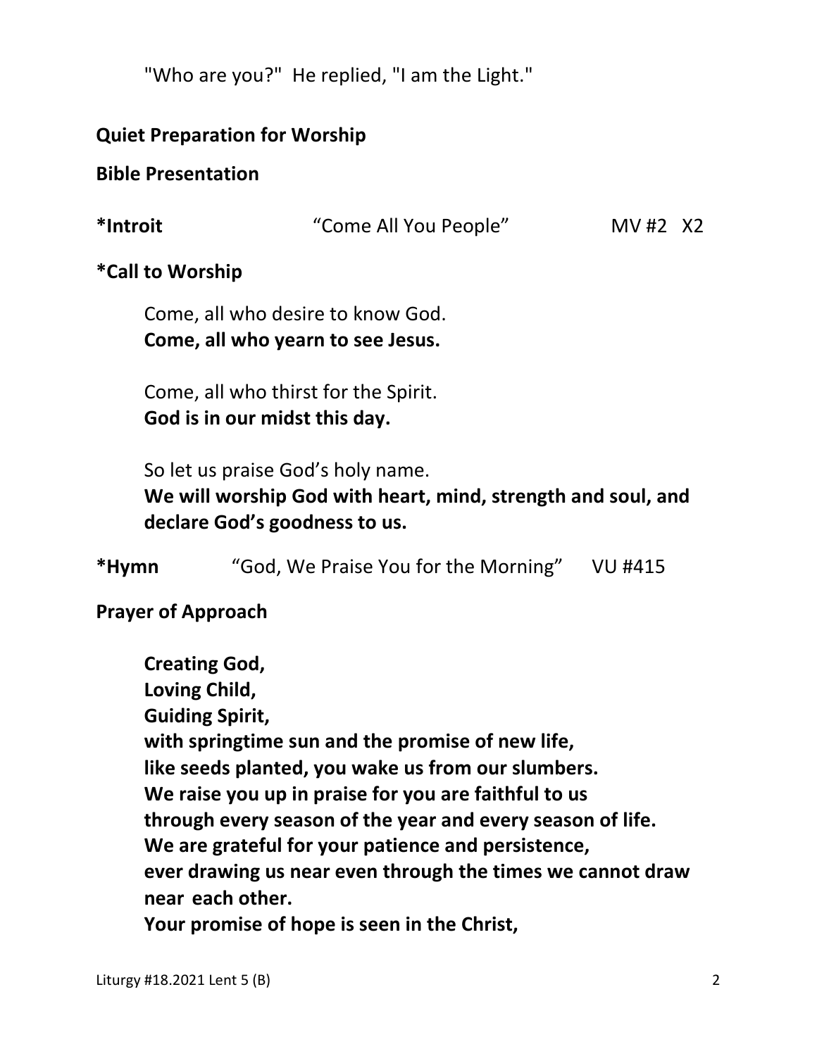"Who are you?"  He replied, "I am the Light."

**Quiet Preparation for Worship**

**Bible Presentation**

**\*Introit** "Come All You People" MV #2 X2

**\*Call to Worship**

Come, all who desire to know God.
**Come, all who yearn to see Jesus.**

Come, all who thirst for the Spirit.
**God is in our midst this day.**

So let us praise God's holy name.
**We will worship God with heart, mind, strength and soul, and declare God's goodness to us.**

**\*Hymn** "God, We Praise You for the Morning" VU #415

**Prayer of Approach**

**Creating God,**
**Loving Child,**
**Guiding Spirit,**
**with springtime sun and the promise of new life,**
**like seeds planted, you wake us from our slumbers.**
**We raise you up in praise for you are faithful to us**
**through every season of the year and every season of life.**
**We are grateful for your patience and persistence,**
**ever drawing us near even through the times we cannot draw near each other.**
**Your promise of hope is seen in the Christ,**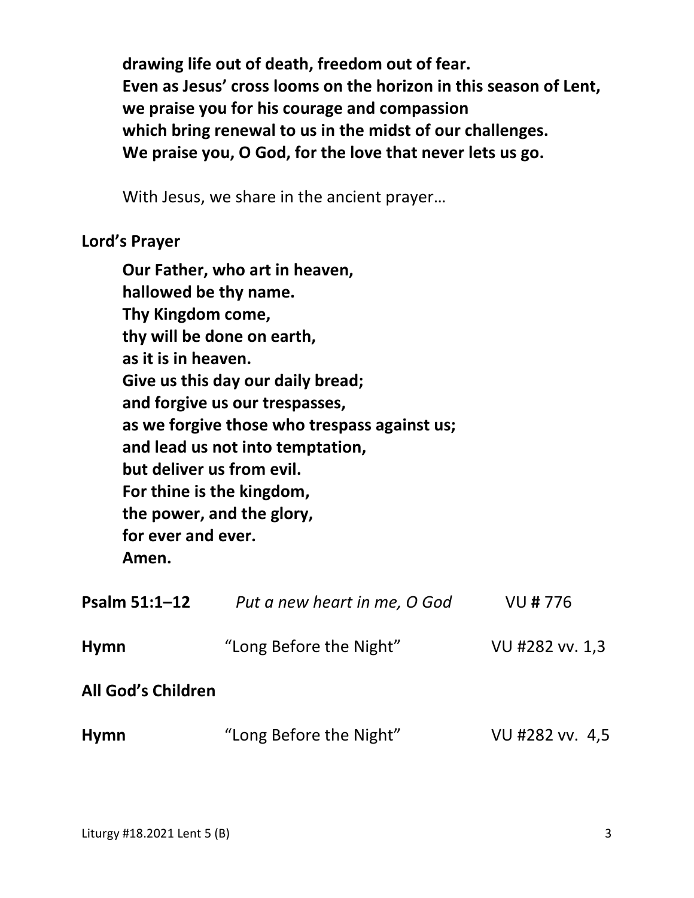**drawing life out of death, freedom out of fear.**
**Even as Jesus' cross looms on the horizon in this season of Lent,**
**we praise you for his courage and compassion**
**which bring renewal to us in the midst of our challenges.**
**We praise you, O God, for the love that never lets us go.**

With Jesus, we share in the ancient prayer…

**Lord's Prayer**

**Our Father, who art in heaven,**
**hallowed be thy name.**
**Thy Kingdom come,**
**thy will be done on earth,**
**as it is in heaven.**
**Give us this day our daily bread;**
**and forgive us our trespasses,**
**as we forgive those who trespass against us;**
**and lead us not into temptation,**
**but deliver us from evil.**
**For thine is the kingdom,**
**the power, and the glory,**
**for ever and ever.**
**Amen.**

**Psalm 51:1–12** *Put a new heart in me, O God* VU **#** 776

**Hymn** "Long Before the Night" VU #282 vv. 1,3

**All God's Children**

**Hymn** "Long Before the Night" VU #282 vv. 4,5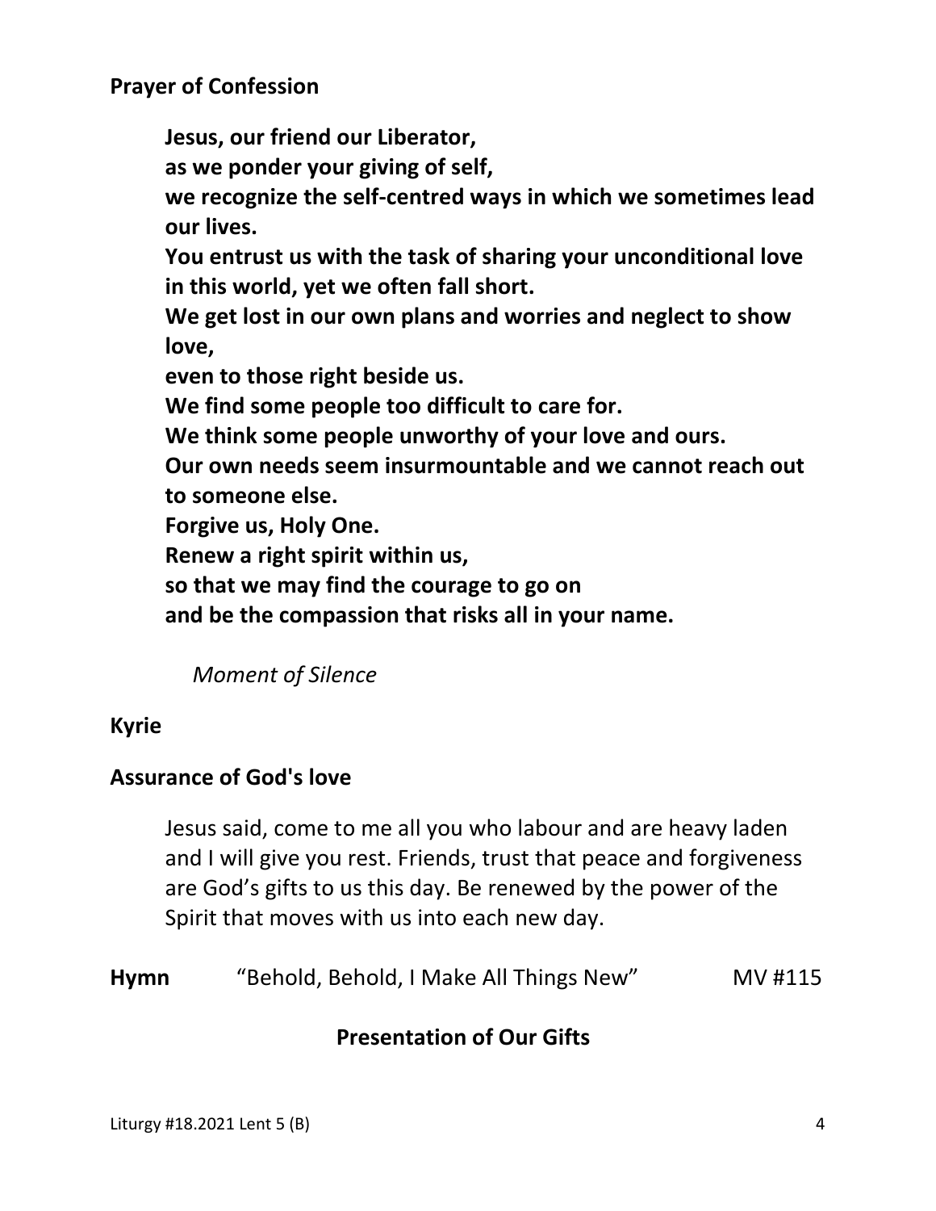**Prayer of Confession**

**Jesus, our friend our Liberator,**
**as we ponder your giving of self,**
**we recognize the self-centred ways in which we sometimes lead our lives.**
**You entrust us with the task of sharing your unconditional love in this world, yet we often fall short.**
**We get lost in our own plans and worries and neglect to show love,**
**even to those right beside us.**
**We find some people too difficult to care for.**
**We think some people unworthy of your love and ours.**
**Our own needs seem insurmountable and we cannot reach out to someone else.**
**Forgive us, Holy One.**
**Renew a right spirit within us,**
**so that we may find the courage to go on**
**and be the compassion that risks all in your name.**

*Moment of Silence*

**Kyrie**

**Assurance of God's love**

Jesus said, come to me all you who labour and are heavy laden and I will give you rest. Friends, trust that peace and forgiveness are God's gifts to us this day. Be renewed by the power of the Spirit that moves with us into each new day.

**Hymn** "Behold, Behold, I Make All Things New" MV #115

**Presentation of Our Gifts**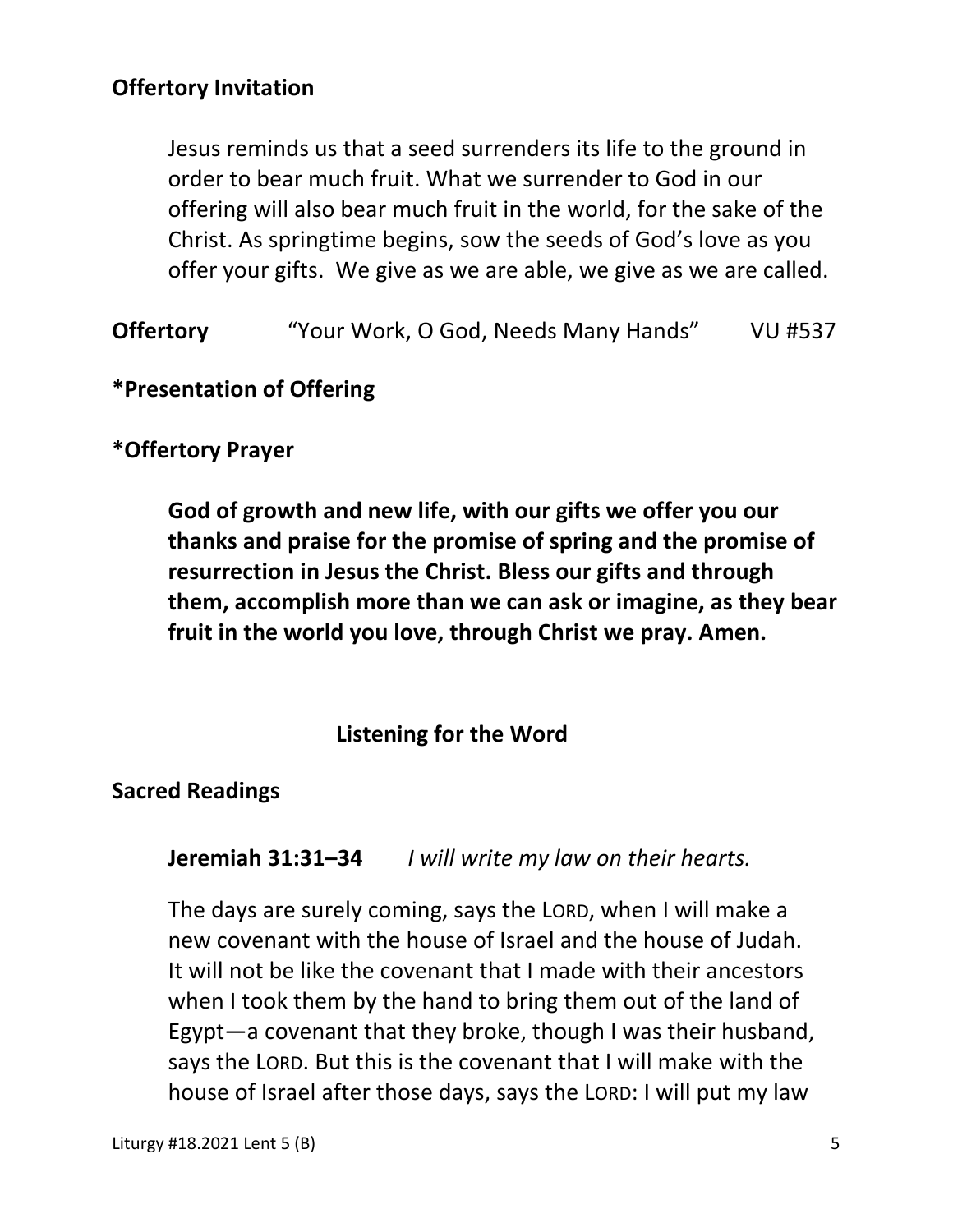**Offertory Invitation**

Jesus reminds us that a seed surrenders its life to the ground in order to bear much fruit. What we surrender to God in our offering will also bear much fruit in the world, for the sake of the Christ. As springtime begins, sow the seeds of God's love as you offer your gifts. We give as we are able, we give as we are called.

**Offertory** "Your Work, O God, Needs Many Hands" VU #537

**\*Presentation of Offering**

**\*Offertory Prayer**

**God of growth and new life, with our gifts we offer you our thanks and praise for the promise of spring and the promise of resurrection in Jesus the Christ. Bless our gifts and through them, accomplish more than we can ask or imagine, as they bear fruit in the world you love, through Christ we pray. Amen.**

## Listening for the Word

**Sacred Readings**

**Jeremiah 31:31–34** *I will write my law on their hearts.*

The days are surely coming, says the LORD, when I will make a new covenant with the house of Israel and the house of Judah. It will not be like the covenant that I made with their ancestors when I took them by the hand to bring them out of the land of Egypt—a covenant that they broke, though I was their husband, says the LORD. But this is the covenant that I will make with the house of Israel after those days, says the LORD: I will put my law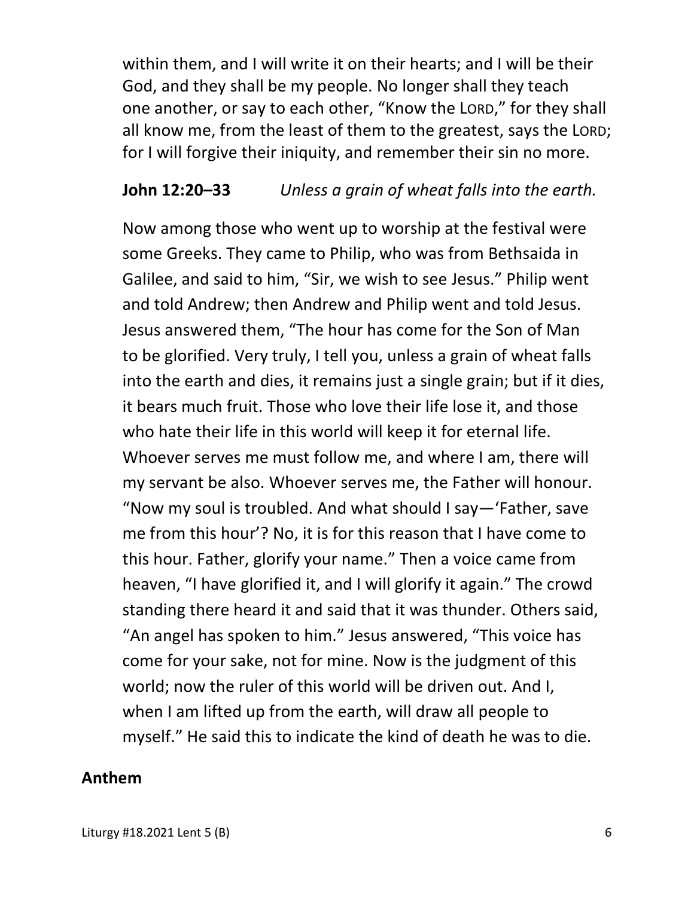within them, and I will write it on their hearts; and I will be their God, and they shall be my people. No longer shall they teach one another, or say to each other, "Know the LORD," for they shall all know me, from the least of them to the greatest, says the LORD; for I will forgive their iniquity, and remember their sin no more.

**John 12:20–33** *Unless a grain of wheat falls into the earth.*

Now among those who went up to worship at the festival were some Greeks. They came to Philip, who was from Bethsaida in Galilee, and said to him, "Sir, we wish to see Jesus." Philip went and told Andrew; then Andrew and Philip went and told Jesus. Jesus answered them, "The hour has come for the Son of Man to be glorified. Very truly, I tell you, unless a grain of wheat falls into the earth and dies, it remains just a single grain; but if it dies, it bears much fruit. Those who love their life lose it, and those who hate their life in this world will keep it for eternal life. Whoever serves me must follow me, and where I am, there will my servant be also. Whoever serves me, the Father will honour. "Now my soul is troubled. And what should I say—'Father, save me from this hour'? No, it is for this reason that I have come to this hour. Father, glorify your name." Then a voice came from heaven, "I have glorified it, and I will glorify it again." The crowd standing there heard it and said that it was thunder. Others said, "An angel has spoken to him." Jesus answered, "This voice has come for your sake, not for mine. Now is the judgment of this world; now the ruler of this world will be driven out. And I, when I am lifted up from the earth, will draw all people to myself." He said this to indicate the kind of death he was to die.

## Anthem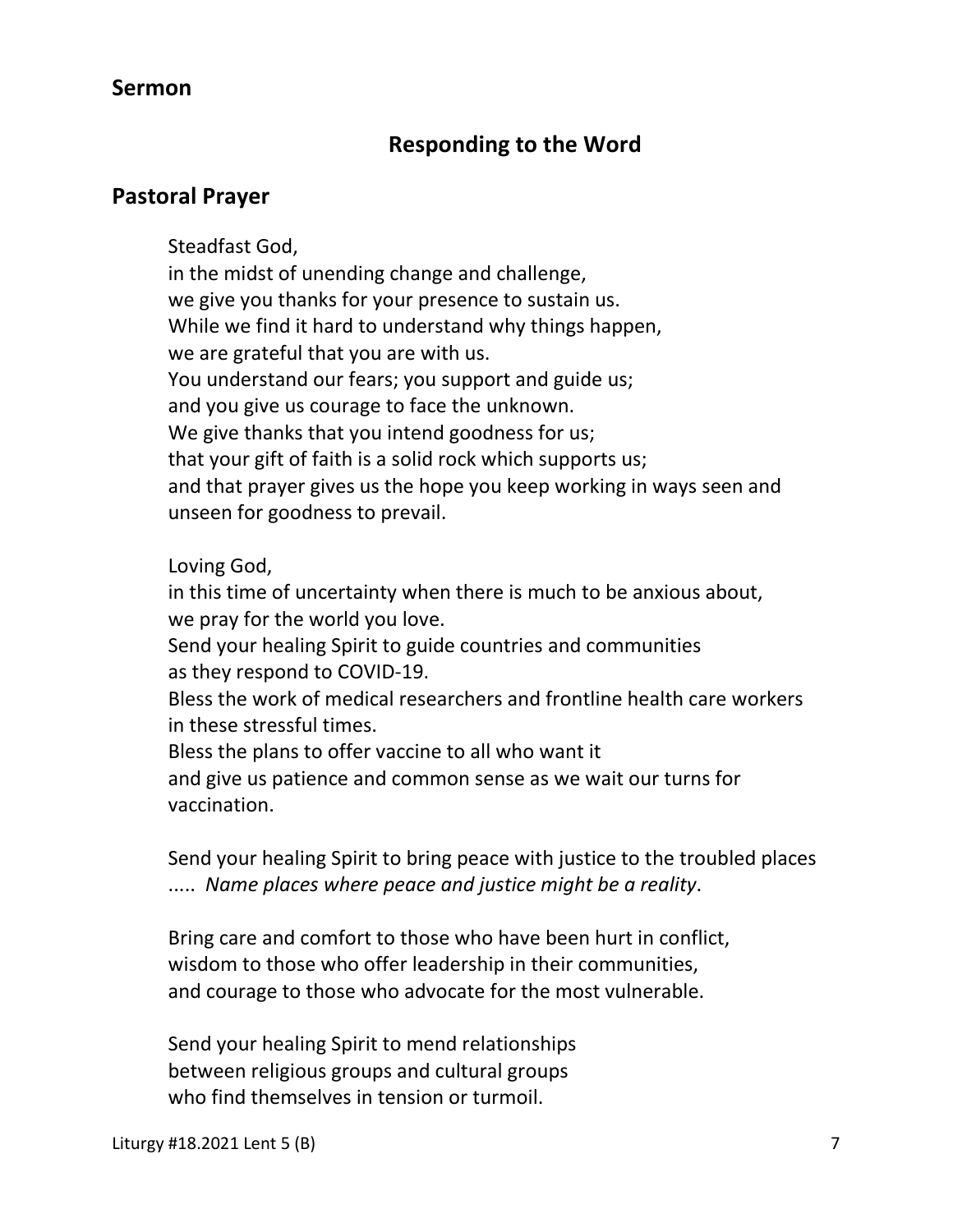## Sermon

### Responding to the Word

## Pastoral Prayer

Steadfast God,
in the midst of unending change and challenge,
we give you thanks for your presence to sustain us.
While we find it hard to understand why things happen,
we are grateful that you are with us.
You understand our fears; you support and guide us;
and you give us courage to face the unknown.
We give thanks that you intend goodness for us;
that your gift of faith is a solid rock which supports us;
and that prayer gives us the hope you keep working in ways seen and unseen for goodness to prevail.

Loving God,
in this time of uncertainty when there is much to be anxious about,
we pray for the world you love.
Send your healing Spirit to guide countries and communities
as they respond to COVID-19.
Bless the work of medical researchers and frontline health care workers
in these stressful times.
Bless the plans to offer vaccine to all who want it
and give us patience and common sense as we wait our turns for vaccination.

Send your healing Spirit to bring peace with justice to the troubled places
..... *Name places where peace and justice might be a reality*.

Bring care and comfort to those who have been hurt in conflict,
wisdom to those who offer leadership in their communities,
and courage to those who advocate for the most vulnerable.

Send your healing Spirit to mend relationships
between religious groups and cultural groups
who find themselves in tension or turmoil.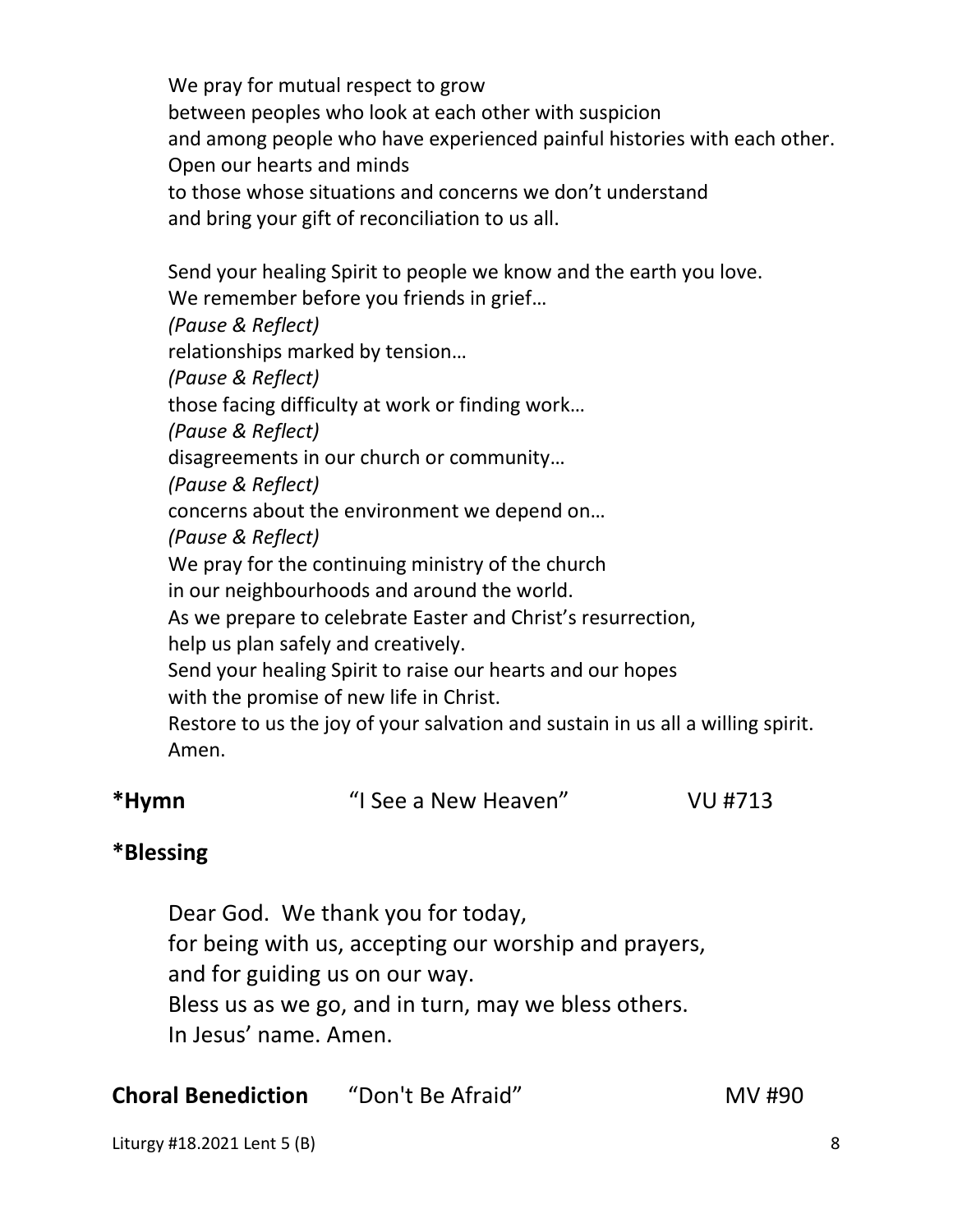We pray for mutual respect to grow
between peoples who look at each other with suspicion
and among people who have experienced painful histories with each other.
Open our hearts and minds
to those whose situations and concerns we don't understand
and bring your gift of reconciliation to us all.

Send your healing Spirit to people we know and the earth you love.
We remember before you friends in grief…
*(Pause & Reflect)*
relationships marked by tension…
*(Pause & Reflect)*
those facing difficulty at work or finding work…
*(Pause & Reflect)*
disagreements in our church or community…
*(Pause & Reflect)*
concerns about the environment we depend on…
*(Pause & Reflect)*
We pray for the continuing ministry of the church
in our neighbourhoods and around the world.
As we prepare to celebrate Easter and Christ's resurrection,
help us plan safely and creatively.
Send your healing Spirit to raise our hearts and our hopes
with the promise of new life in Christ.
Restore to us the joy of your salvation and sustain in us all a willing spirit.
Amen.

**\*Hymn** "I See a New Heaven" VU #713

**\*Blessing**

Dear God. We thank you for today,
for being with us, accepting our worship and prayers,
and for guiding us on our way.
Bless us as we go, and in turn, may we bless others.
In Jesus' name. Amen.

**Choral Benediction** "Don't Be Afraid" MV #90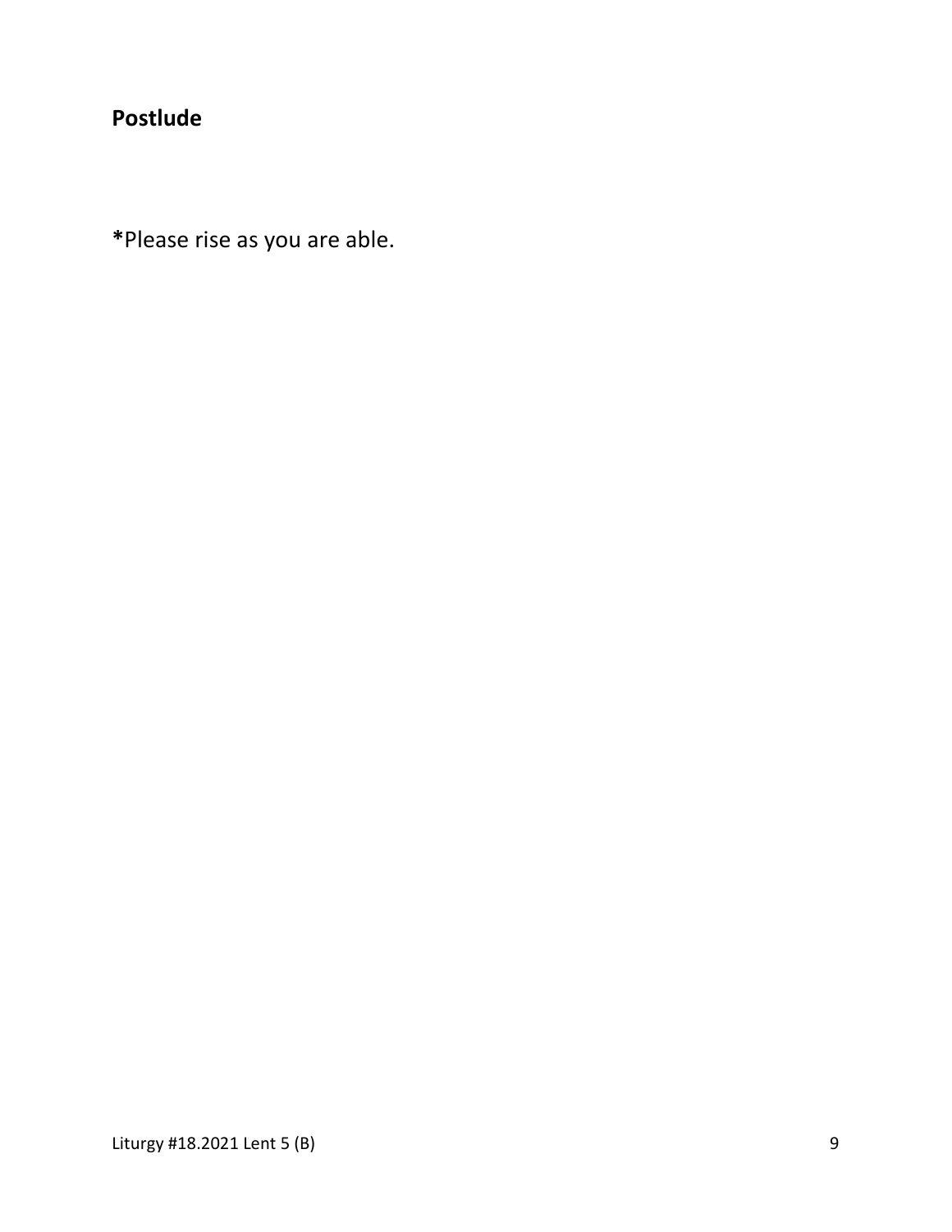**Postlude**

*Please rise as you are able.